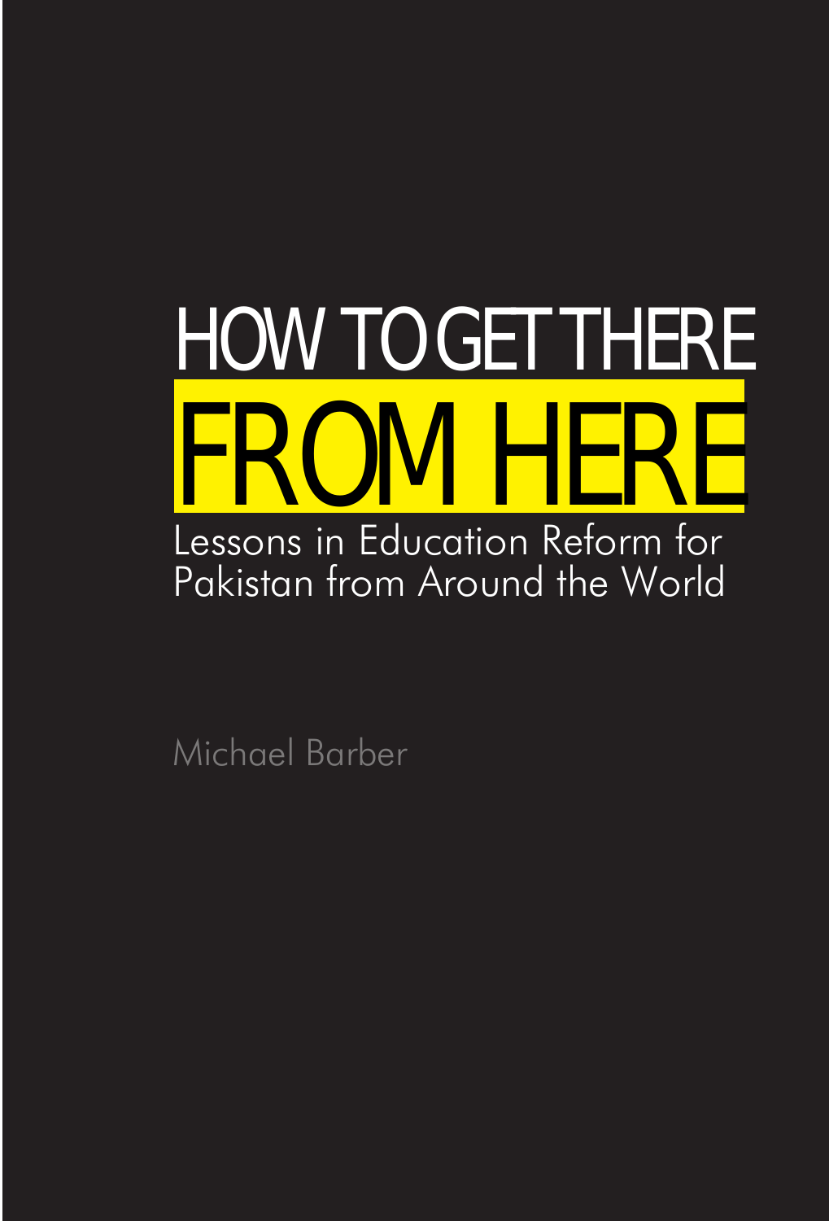# HOW TO GET THERE FROM HERE

## Lessons in Education Reform for Pakistan from Around the World

Michael Barber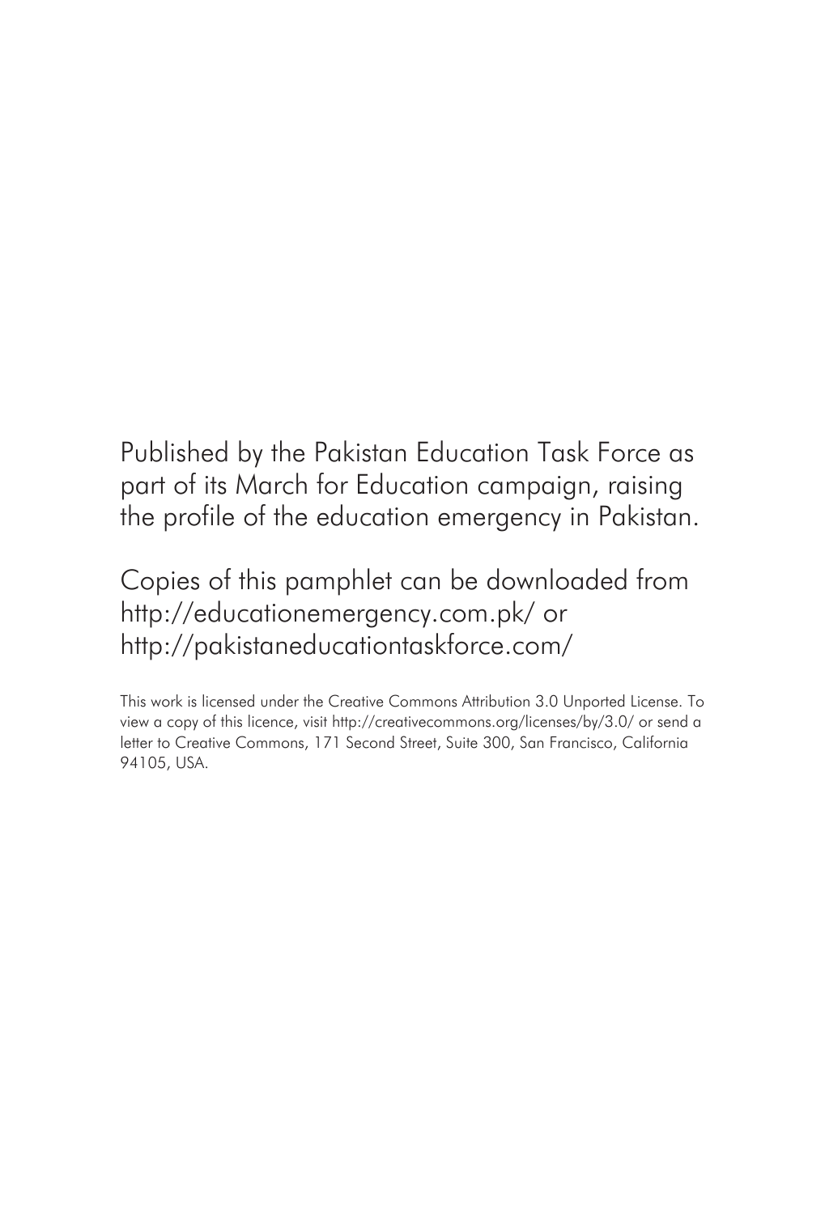Published by the Pakistan Education Task Force as part of its March for Education campaign, raising the profile of the education emergency in Pakistan.

Copies of this pamphlet can be downloaded from http://educationemergency.com.pk/ or http://pakistaneducationtaskforce.com/

This work is licensed under the Creative Commons Attribution 3.0 Unported License. To view a copy of this licence, visit http://creativecommons.org/licenses/by/3.0/ or send a letter to Creative Commons, 171 Second Street, Suite 300, San Francisco, California 94105, USA.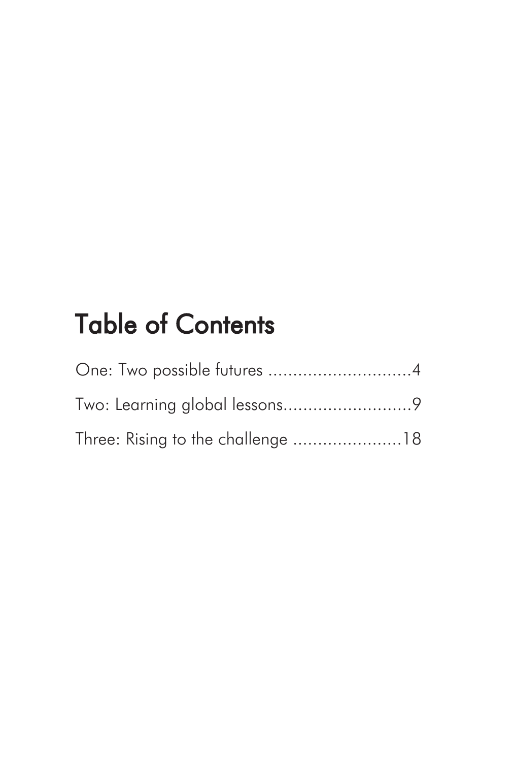# Table of Contents

One: Two possible futures .............................4

Two: Learning global lessons..........................9

Three: Rising to the challenge ......................18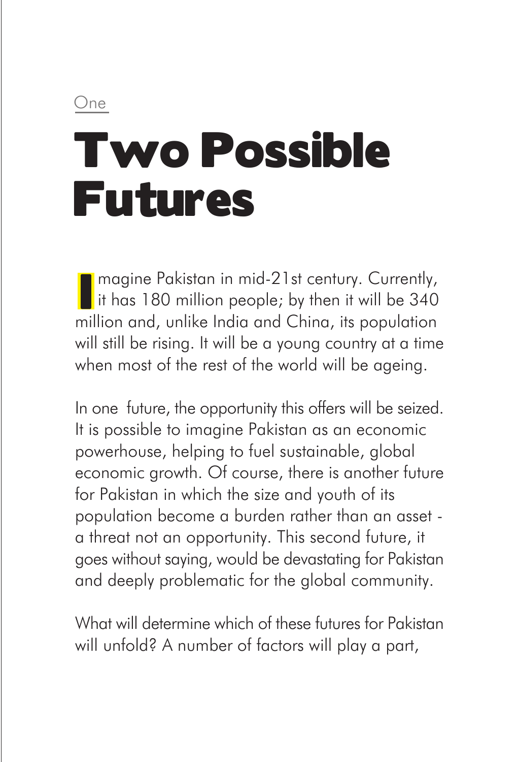One

# Two Possible Futures

Imagine Pakistan in mid-21st century. Currently, it has 180 million people; by then it will be 340 million and, unlike India and China, its population will still be rising. It will be a young country at a time when most of the rest of the world will be ageing.

In one future, the opportunity this offers will be seized. It is possible to imagine Pakistan as an economic powerhouse, helping to fuel sustainable, global economic growth. Of course, there is another future for Pakistan in which the size and youth of its population become a burden rather than an asset - a threat not an opportunity. This second future, it goes without saying, would be devastating for Pakistan and deeply problematic for the global community.

What will determine which of these futures for Pakistan will unfold? A number of factors will play a part,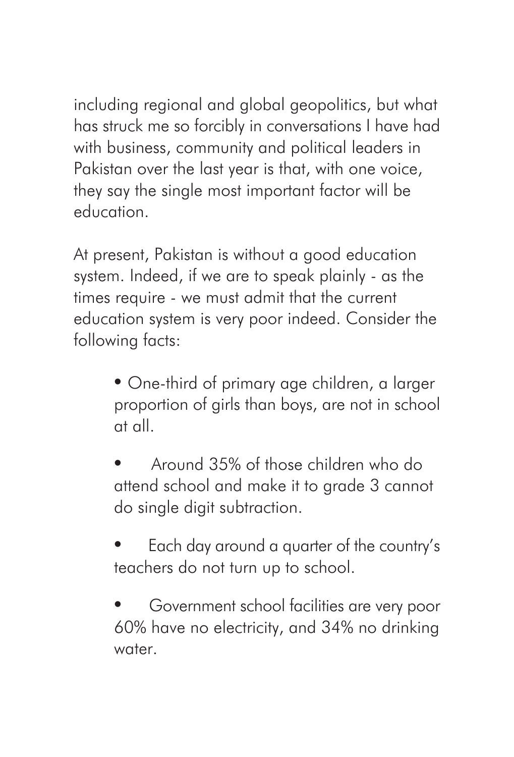including regional and global geopolitics, but what has struck me so forcibly in conversations I have had with business, community and political leaders in Pakistan over the last year is that, with one voice, they say the single most important factor will be education.

At present, Pakistan is without a good education system. Indeed, if we are to speak plainly - as the times require - we must admit that the current education system is very poor indeed. Consider the following facts:

- One-third of primary age children, a larger proportion of girls than boys, are not in school at all.
- Around 35% of those children who do attend school and make it to grade 3 cannot do single digit subtraction.
- Each day around a quarter of the country's teachers do not turn up to school.
- Government school facilities are very poor 60% have no electricity, and 34% no drinking water.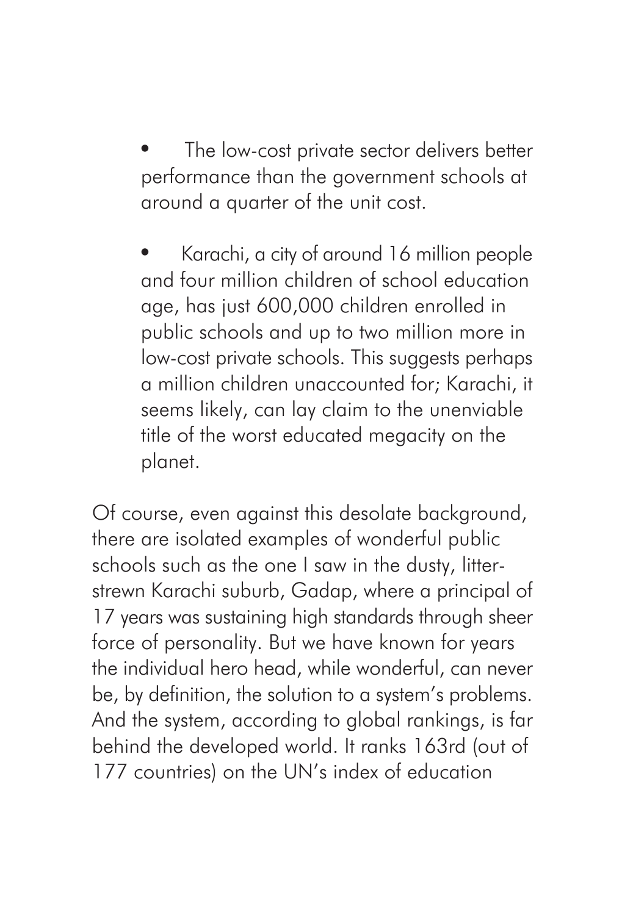- The low-cost private sector delivers better performance than the government schools at around a quarter of the unit cost.

- Karachi, a city of around 16 million people and four million children of school education age, has just 600,000 children enrolled in public schools and up to two million more in low-cost private schools. This suggests perhaps a million children unaccounted for; Karachi, it seems likely, can lay claim to the unenviable title of the worst educated megacity on the planet.

Of course, even against this desolate background, there are isolated examples of wonderful public schools such as the one I saw in the dusty, litter-strewn Karachi suburb, Gadap, where a principal of 17 years was sustaining high standards through sheer force of personality. But we have known for years the individual hero head, while wonderful, can never be, by definition, the solution to a system's problems. And the system, according to global rankings, is far behind the developed world. It ranks 163rd (out of 177 countries) on the UN's index of education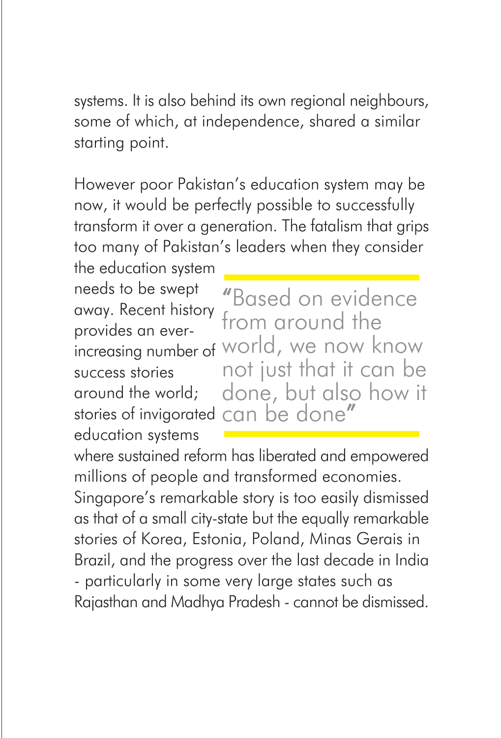systems. It is also behind its own regional neighbours, some of which, at independence, shared a similar starting point.

However poor Pakistan's education system may be now, it would be perfectly possible to successfully transform it over a generation. The fatalism that grips too many of Pakistan's leaders when they consider the education system needs to be swept away. Recent history provides an ever-increasing number of success stories around the world; stories of invigorated education systems where sustained reform has liberated and empowered millions of people and transformed economies. Singapore's remarkable story is too easily dismissed as that of a small city-state but the equally remarkable stories of Korea, Estonia, Poland, Minas Gerais in Brazil, and the progress over the last decade in India - particularly in some very large states such as Rajasthan and Madhya Pradesh - cannot be dismissed.

> "Based on evidence from around the world, we now know not just that it can be done, but also how it can be done"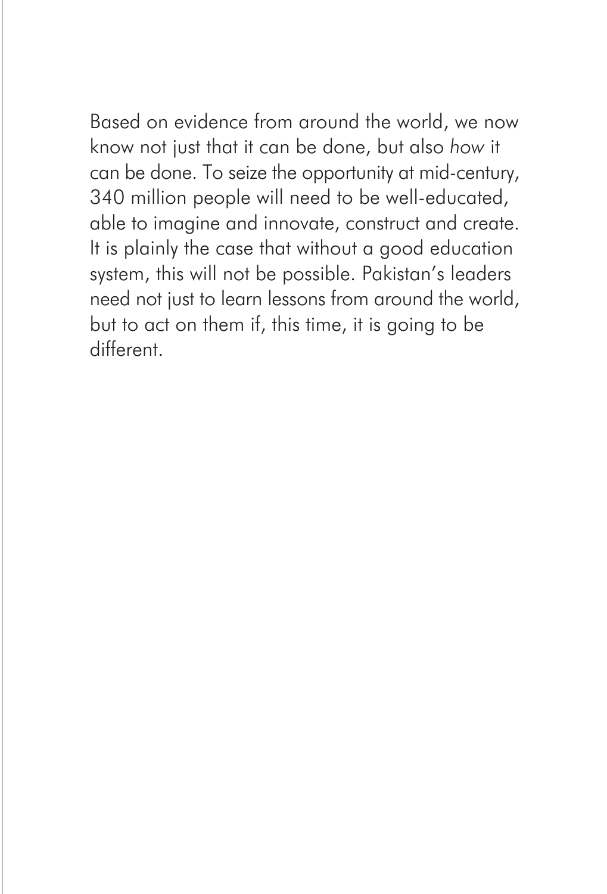Based on evidence from around the world, we now know not just that it can be done, but also *how* it can be done. To seize the opportunity at mid-century, 340 million people will need to be well-educated, able to imagine and innovate, construct and create. It is plainly the case that without a good education system, this will not be possible. Pakistan's leaders need not just to learn lessons from around the world, but to act on them if, this time, it is going to be different.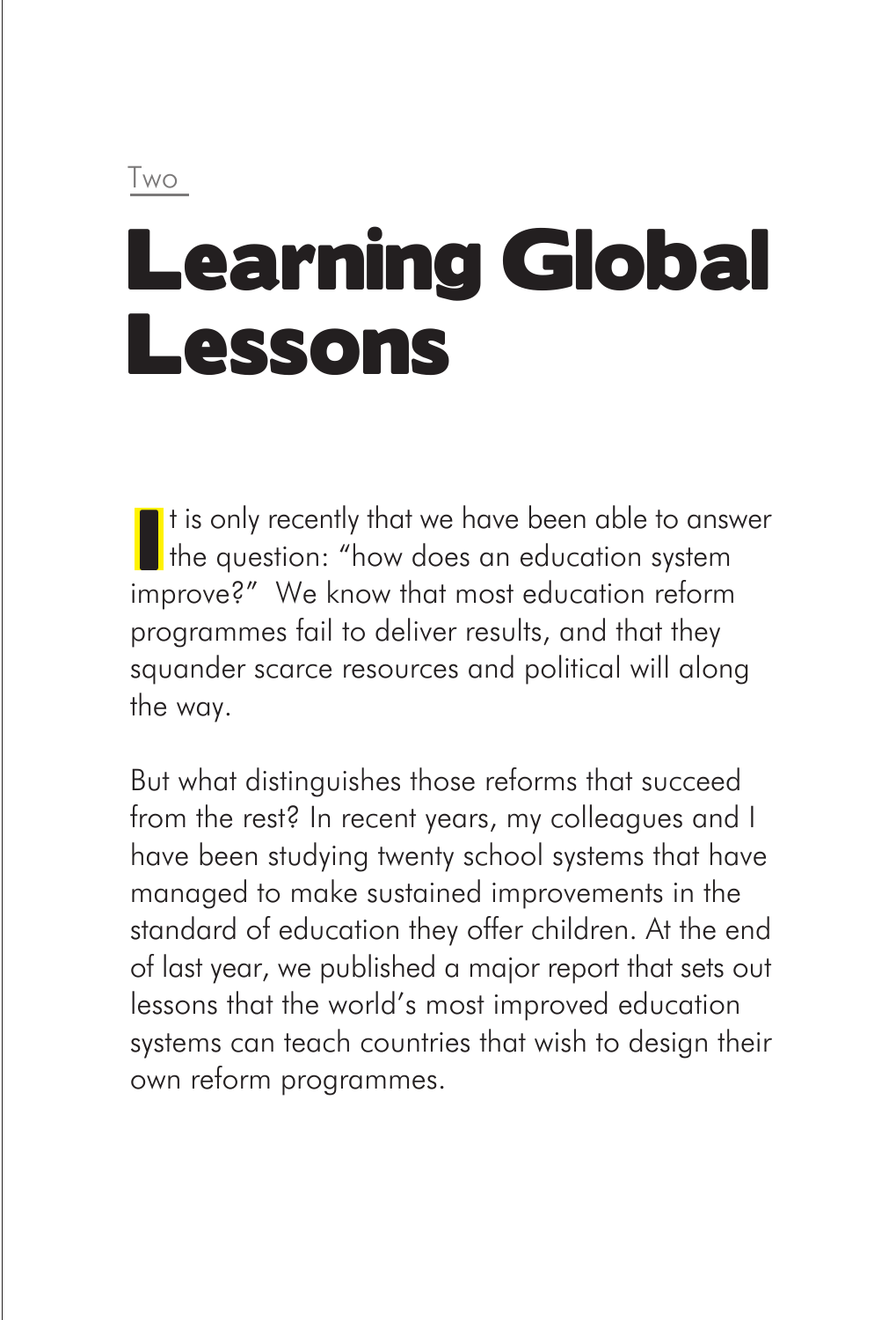Two

# Learning Global Lessons

It is only recently that we have been able to answer the question: "how does an education system improve?" We know that most education reform programmes fail to deliver results, and that they squander scarce resources and political will along the way.

But what distinguishes those reforms that succeed from the rest? In recent years, my colleagues and I have been studying twenty school systems that have managed to make sustained improvements in the standard of education they offer children. At the end of last year, we published a major report that sets out lessons that the world's most improved education systems can teach countries that wish to design their own reform programmes.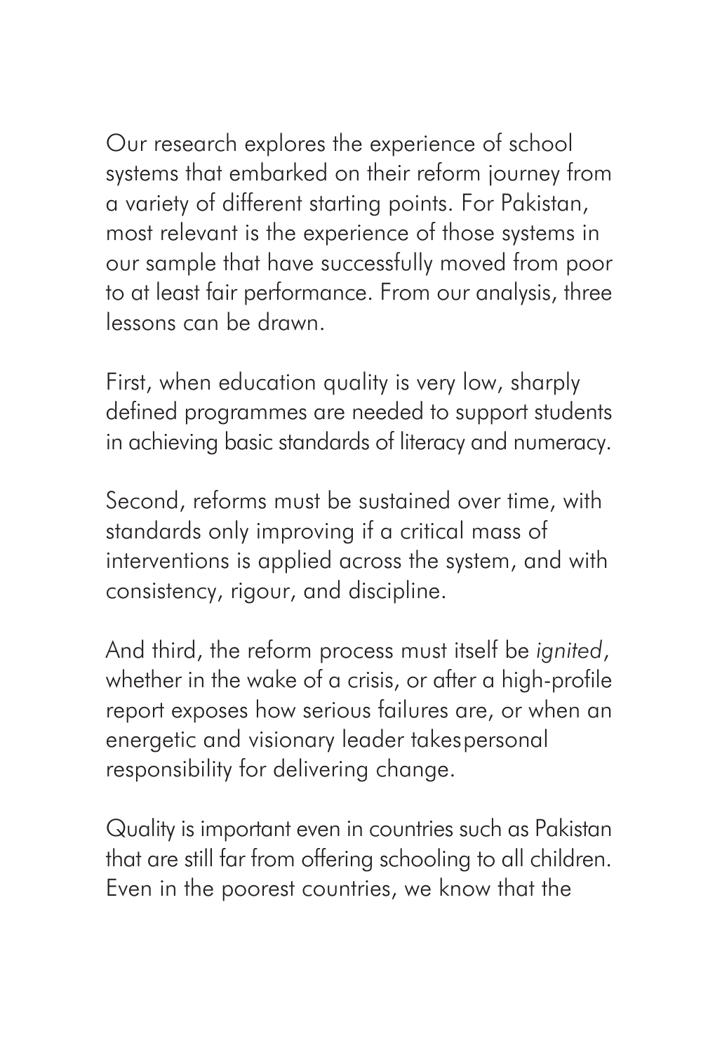Our research explores the experience of school systems that embarked on their reform journey from a variety of different starting points. For Pakistan, most relevant is the experience of those systems in our sample that have successfully moved from poor to at least fair performance. From our analysis, three lessons can be drawn.

First, when education quality is very low, sharply defined programmes are needed to support students in achieving basic standards of literacy and numeracy.

Second, reforms must be sustained over time, with standards only improving if a critical mass of interventions is applied across the system, and with consistency, rigour, and discipline.

And third, the reform process must itself be *ignited*, whether in the wake of a crisis, or after a high-profile report exposes how serious failures are, or when an energetic and visionary leader takespersonal responsibility for delivering change.

Quality is important even in countries such as Pakistan that are still far from offering schooling to all children. Even in the poorest countries, we know that the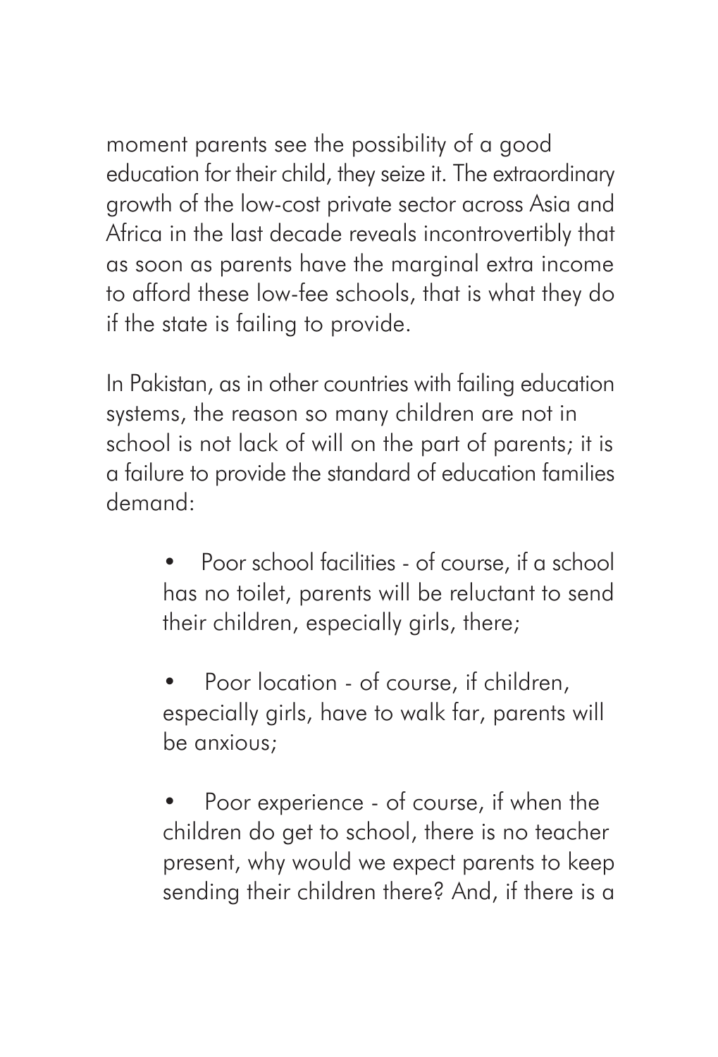moment parents see the possibility of a good education for their child, they seize it. The extraordinary growth of the low-cost private sector across Asia and Africa in the last decade reveals incontrovertibly that as soon as parents have the marginal extra income to afford these low-fee schools, that is what they do if the state is failing to provide.

In Pakistan, as in other countries with failing education systems, the reason so many children are not in school is not lack of will on the part of parents; it is a failure to provide the standard of education families demand:

- Poor school facilities - of course, if a school has no toilet, parents will be reluctant to send their children, especially girls, there;
- Poor location - of course, if children, especially girls, have to walk far, parents will be anxious;
- Poor experience - of course, if when the children do get to school, there is no teacher present, why would we expect parents to keep sending their children there? And, if there is a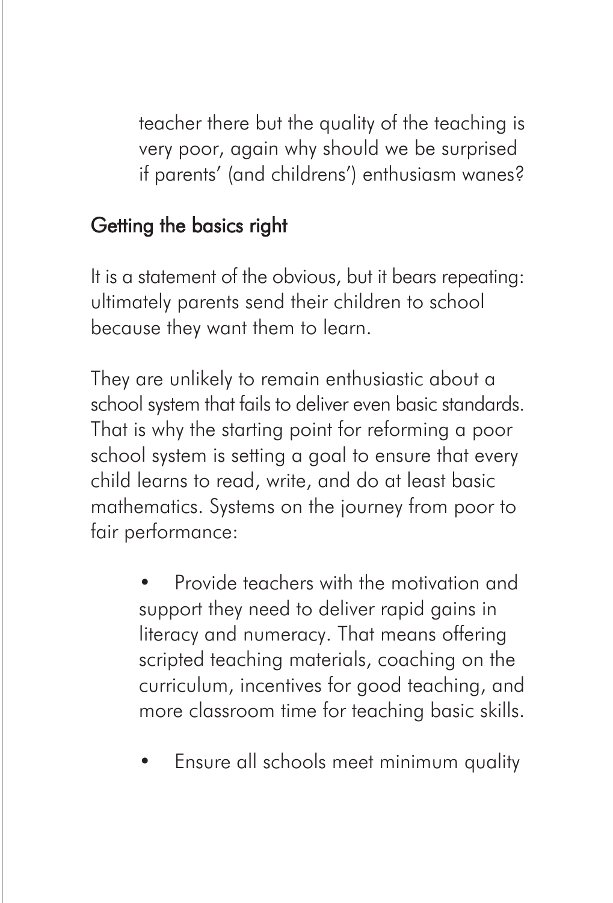teacher there but the quality of the teaching is very poor, again why should we be surprised if parents' (and childrens') enthusiasm wanes?

## Getting the basics right

It is a statement of the obvious, but it bears repeating: ultimately parents send their children to school because they want them to learn.

They are unlikely to remain enthusiastic about a school system that fails to deliver even basic standards. That is why the starting point for reforming a poor school system is setting a goal to ensure that every child learns to read, write, and do at least basic mathematics. Systems on the journey from poor to fair performance:

- Provide teachers with the motivation and support they need to deliver rapid gains in literacy and numeracy. That means offering scripted teaching materials, coaching on the curriculum, incentives for good teaching, and more classroom time for teaching basic skills.

- Ensure all schools meet minimum quality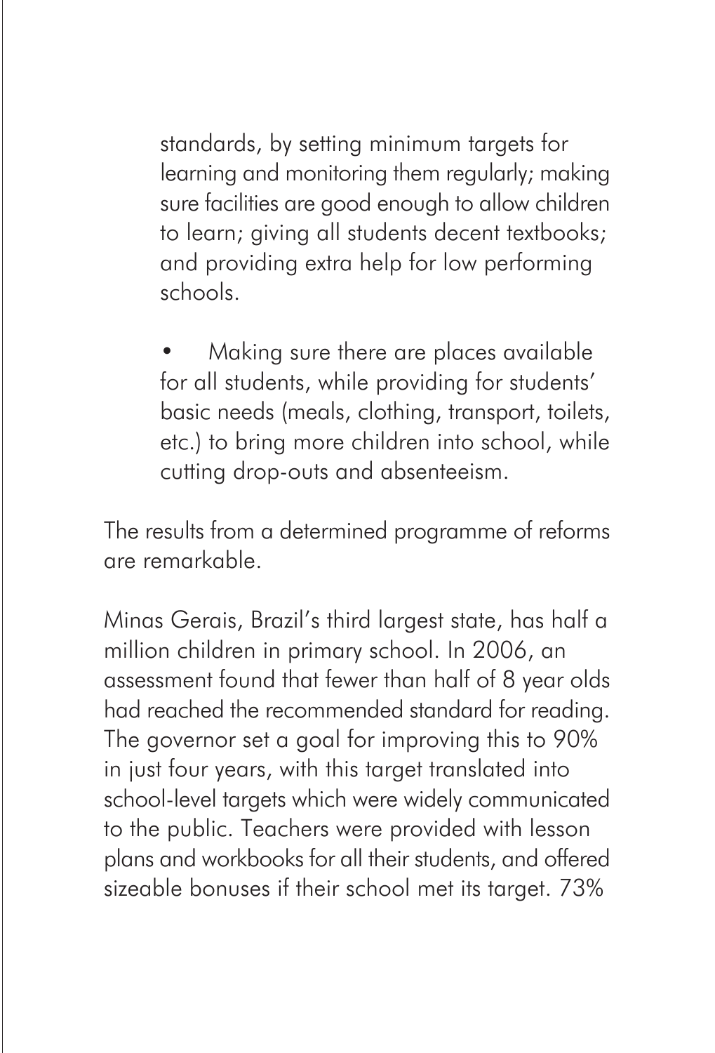standards, by setting minimum targets for learning and monitoring them regularly; making sure facilities are good enough to allow children to learn; giving all students decent textbooks; and providing extra help for low performing schools.

- Making sure there are places available for all students, while providing for students' basic needs (meals, clothing, transport, toilets, etc.) to bring more children into school, while cutting drop-outs and absenteeism.

The results from a determined programme of reforms are remarkable.

Minas Gerais, Brazil's third largest state, has half a million children in primary school. In 2006, an assessment found that fewer than half of 8 year olds had reached the recommended standard for reading. The governor set a goal for improving this to 90% in just four years, with this target translated into school-level targets which were widely communicated to the public. Teachers were provided with lesson plans and workbooks for all their students, and offered sizeable bonuses if their school met its target. 73%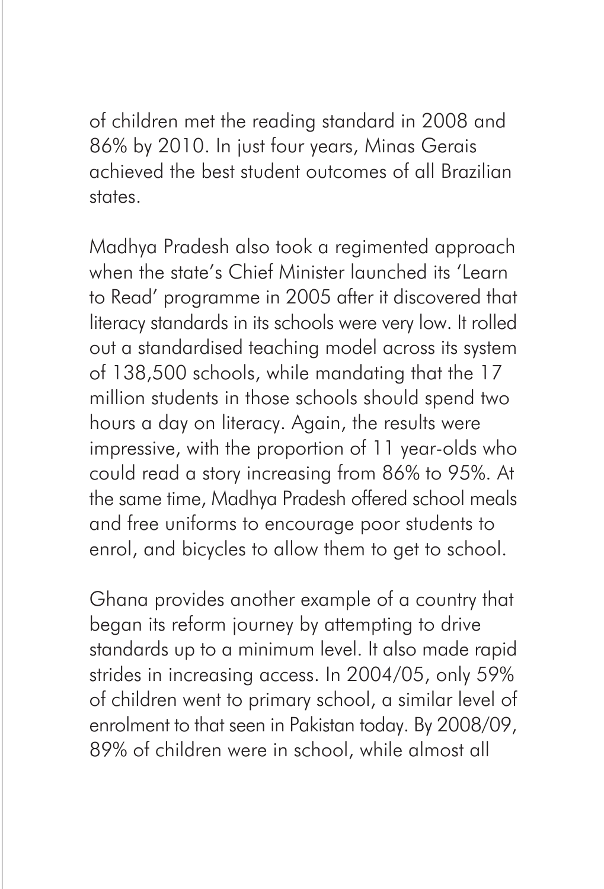of children met the reading standard in 2008 and 86% by 2010. In just four years, Minas Gerais achieved the best student outcomes of all Brazilian states.

Madhya Pradesh also took a regimented approach when the state's Chief Minister launched its 'Learn to Read' programme in 2005 after it discovered that literacy standards in its schools were very low. It rolled out a standardised teaching model across its system of 138,500 schools, while mandating that the 17 million students in those schools should spend two hours a day on literacy. Again, the results were impressive, with the proportion of 11 year-olds who could read a story increasing from 86% to 95%. At the same time, Madhya Pradesh offered school meals and free uniforms to encourage poor students to enrol, and bicycles to allow them to get to school.

Ghana provides another example of a country that began its reform journey by attempting to drive standards up to a minimum level. It also made rapid strides in increasing access. In 2004/05, only 59% of children went to primary school, a similar level of enrolment to that seen in Pakistan today. By 2008/09, 89% of children were in school, while almost all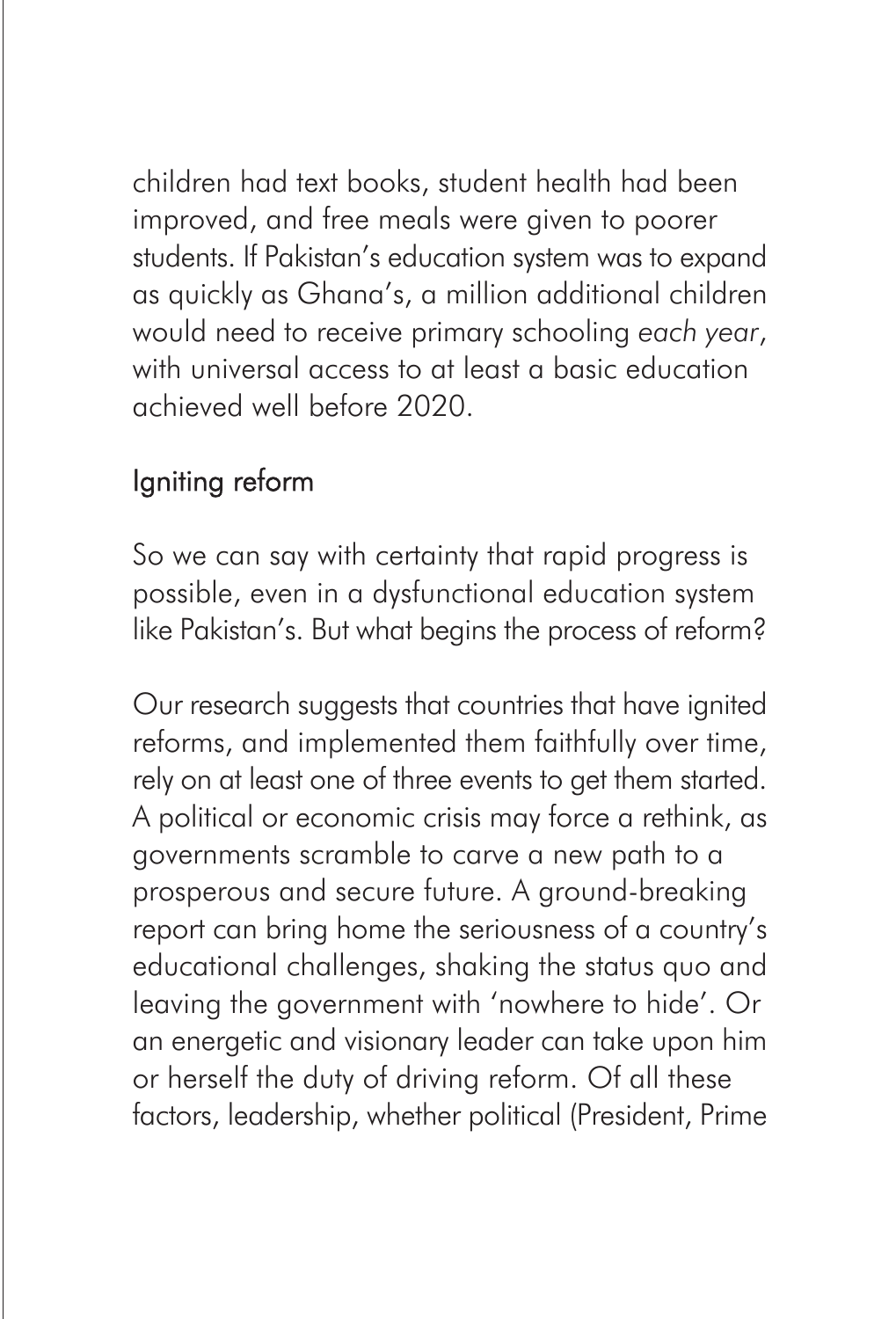children had text books, student health had been improved, and free meals were given to poorer students. If Pakistan's education system was to expand as quickly as Ghana's, a million additional children would need to receive primary schooling *each year*, with universal access to at least a basic education achieved well before 2020.

## Igniting reform

So we can say with certainty that rapid progress is possible, even in a dysfunctional education system like Pakistan's. But what begins the process of reform?

Our research suggests that countries that have ignited reforms, and implemented them faithfully over time, rely on at least one of three events to get them started. A political or economic crisis may force a rethink, as governments scramble to carve a new path to a prosperous and secure future. A ground-breaking report can bring home the seriousness of a country's educational challenges, shaking the status quo and leaving the government with 'nowhere to hide'. Or an energetic and visionary leader can take upon him or herself the duty of driving reform. Of all these factors, leadership, whether political (President, Prime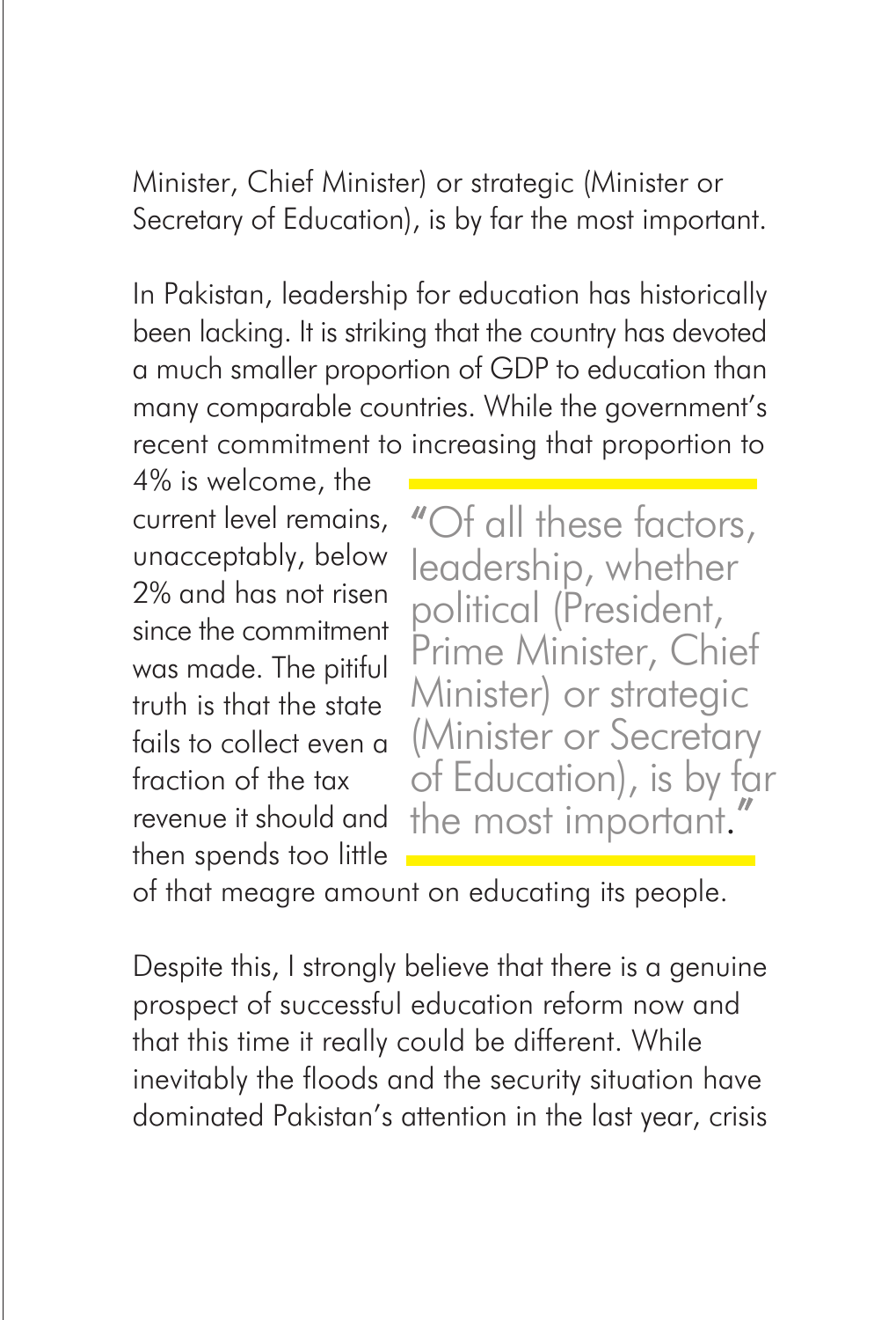Minister, Chief Minister) or strategic (Minister or Secretary of Education), is by far the most important.

In Pakistan, leadership for education has historically been lacking. It is striking that the country has devoted a much smaller proportion of GDP to education than many comparable countries. While the government's recent commitment to increasing that proportion to 4% is welcome, the current level remains, unacceptably, below 2% and has not risen since the commitment was made. The pitiful truth is that the state fails to collect even a fraction of the tax revenue it should and then spends too little of that meagre amount on educating its people.

> "Of all these factors, leadership, whether political (President, Prime Minister, Chief Minister) or strategic (Minister or Secretary of Education), is by far the most important."

Despite this, I strongly believe that there is a genuine prospect of successful education reform now and that this time it really could be different. While inevitably the floods and the security situation have dominated Pakistan's attention in the last year, crisis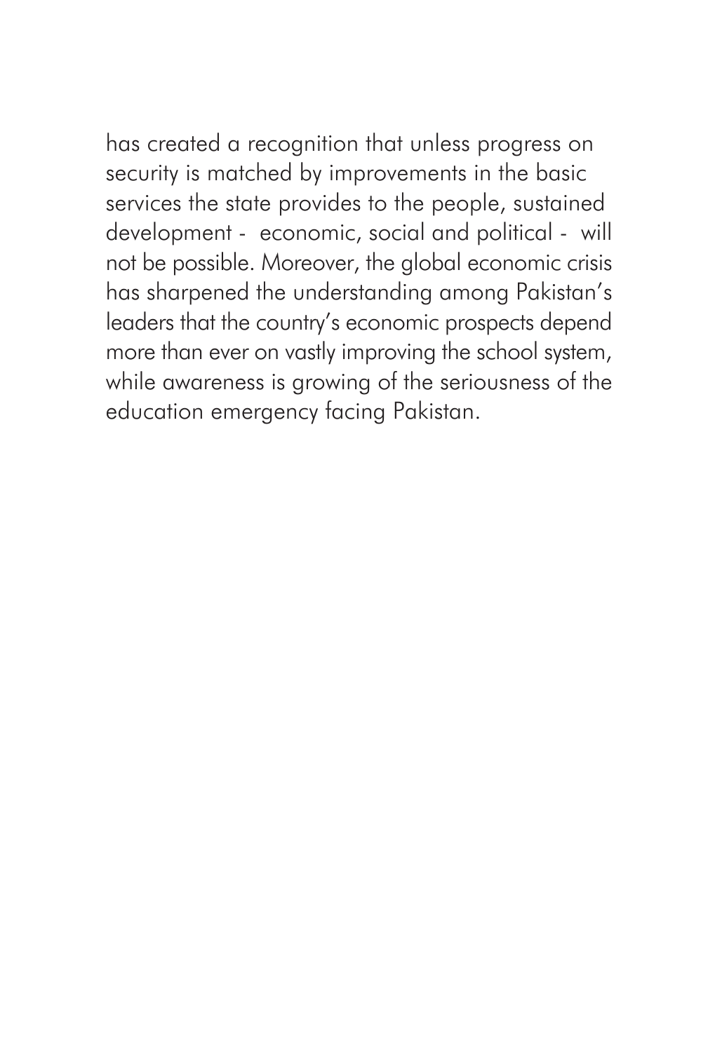has created a recognition that unless progress on security is matched by improvements in the basic services the state provides to the people, sustained development - economic, social and political - will not be possible. Moreover, the global economic crisis has sharpened the understanding among Pakistan's leaders that the country's economic prospects depend more than ever on vastly improving the school system, while awareness is growing of the seriousness of the education emergency facing Pakistan.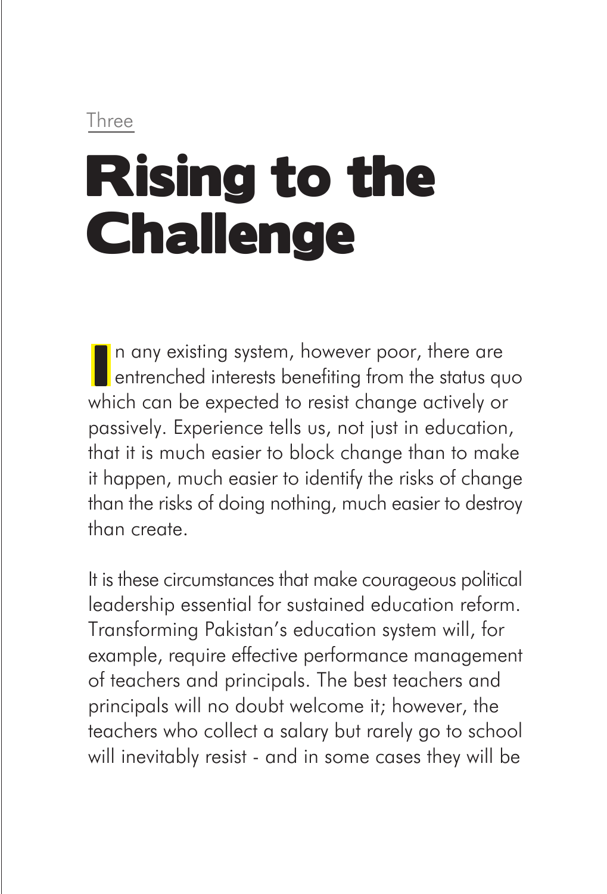Three

# Rising to the Challenge

In any existing system, however poor, there are entrenched interests benefiting from the status quo which can be expected to resist change actively or passively. Experience tells us, not just in education, that it is much easier to block change than to make it happen, much easier to identify the risks of change than the risks of doing nothing, much easier to destroy than create.

It is these circumstances that make courageous political leadership essential for sustained education reform. Transforming Pakistan's education system will, for example, require effective performance management of teachers and principals. The best teachers and principals will no doubt welcome it; however, the teachers who collect a salary but rarely go to school will inevitably resist - and in some cases they will be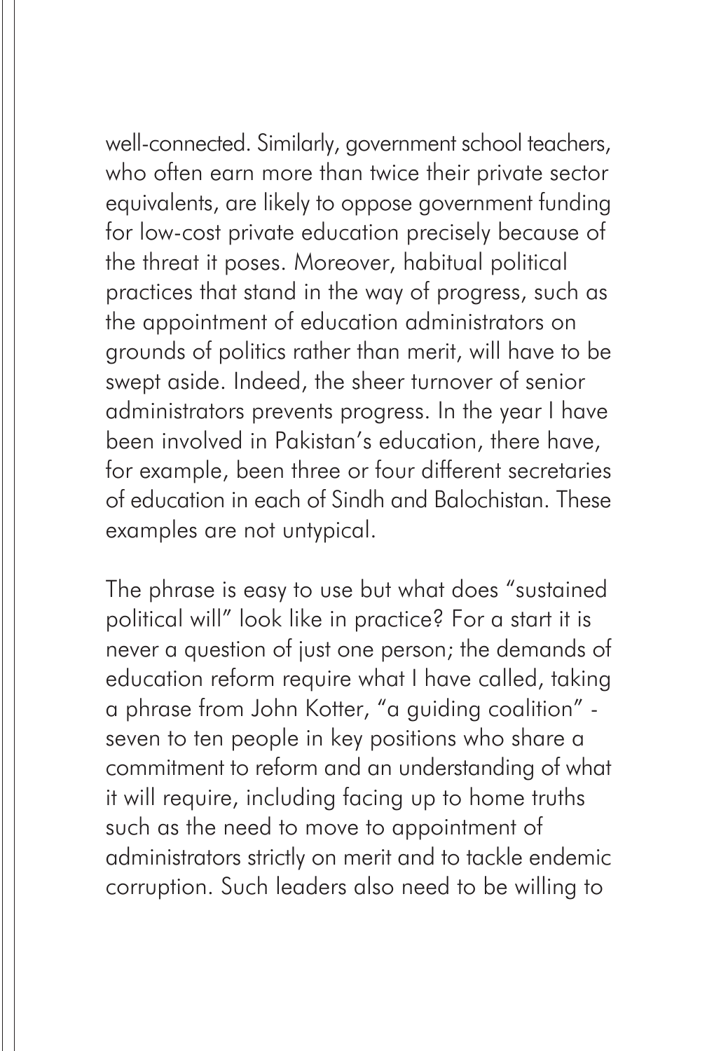well-connected. Similarly, government school teachers, who often earn more than twice their private sector equivalents, are likely to oppose government funding for low-cost private education precisely because of the threat it poses. Moreover, habitual political practices that stand in the way of progress, such as the appointment of education administrators on grounds of politics rather than merit, will have to be swept aside. Indeed, the sheer turnover of senior administrators prevents progress. In the year I have been involved in Pakistan's education, there have, for example, been three or four different secretaries of education in each of Sindh and Balochistan. These examples are not untypical.

The phrase is easy to use but what does "sustained political will" look like in practice? For a start it is never a question of just one person; the demands of education reform require what I have called, taking a phrase from John Kotter, "a guiding coalition" - seven to ten people in key positions who share a commitment to reform and an understanding of what it will require, including facing up to home truths such as the need to move to appointment of administrators strictly on merit and to tackle endemic corruption. Such leaders also need to be willing to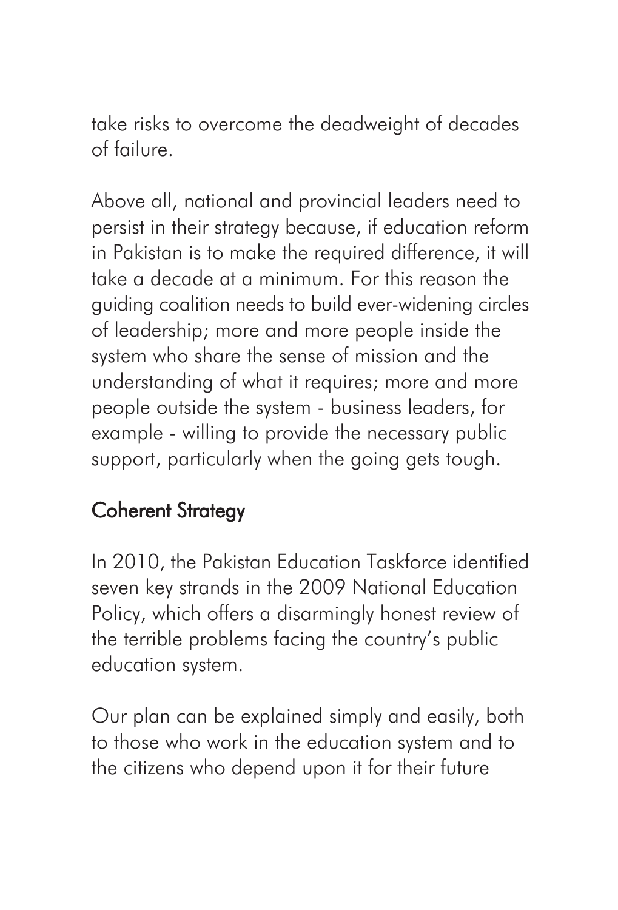take risks to overcome the deadweight of decades of failure.

Above all, national and provincial leaders need to persist in their strategy because, if education reform in Pakistan is to make the required difference, it will take a decade at a minimum. For this reason the guiding coalition needs to build ever-widening circles of leadership; more and more people inside the system who share the sense of mission and the understanding of what it requires; more and more people outside the system - business leaders, for example - willing to provide the necessary public support, particularly when the going gets tough.

## Coherent Strategy

In 2010, the Pakistan Education Taskforce identified seven key strands in the 2009 National Education Policy, which offers a disarmingly honest review of the terrible problems facing the country's public education system.

Our plan can be explained simply and easily, both to those who work in the education system and to the citizens who depend upon it for their future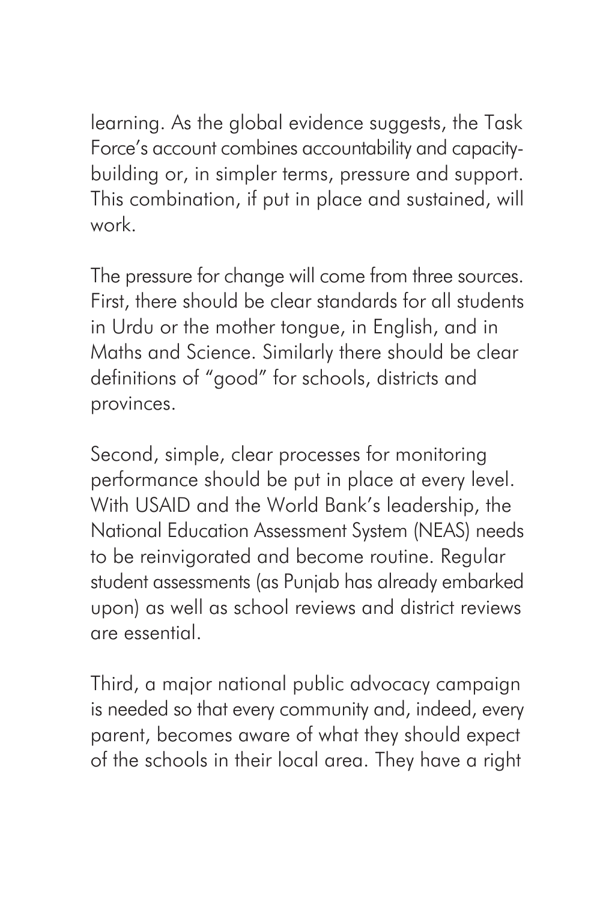learning. As the global evidence suggests, the Task Force's account combines accountability and capacity-building or, in simpler terms, pressure and support. This combination, if put in place and sustained, will work.

The pressure for change will come from three sources. First, there should be clear standards for all students in Urdu or the mother tongue, in English, and in Maths and Science. Similarly there should be clear definitions of "good" for schools, districts and provinces.

Second, simple, clear processes for monitoring performance should be put in place at every level. With USAID and the World Bank's leadership, the National Education Assessment System (NEAS) needs to be reinvigorated and become routine. Regular student assessments (as Punjab has already embarked upon) as well as school reviews and district reviews are essential.

Third, a major national public advocacy campaign is needed so that every community and, indeed, every parent, becomes aware of what they should expect of the schools in their local area. They have a right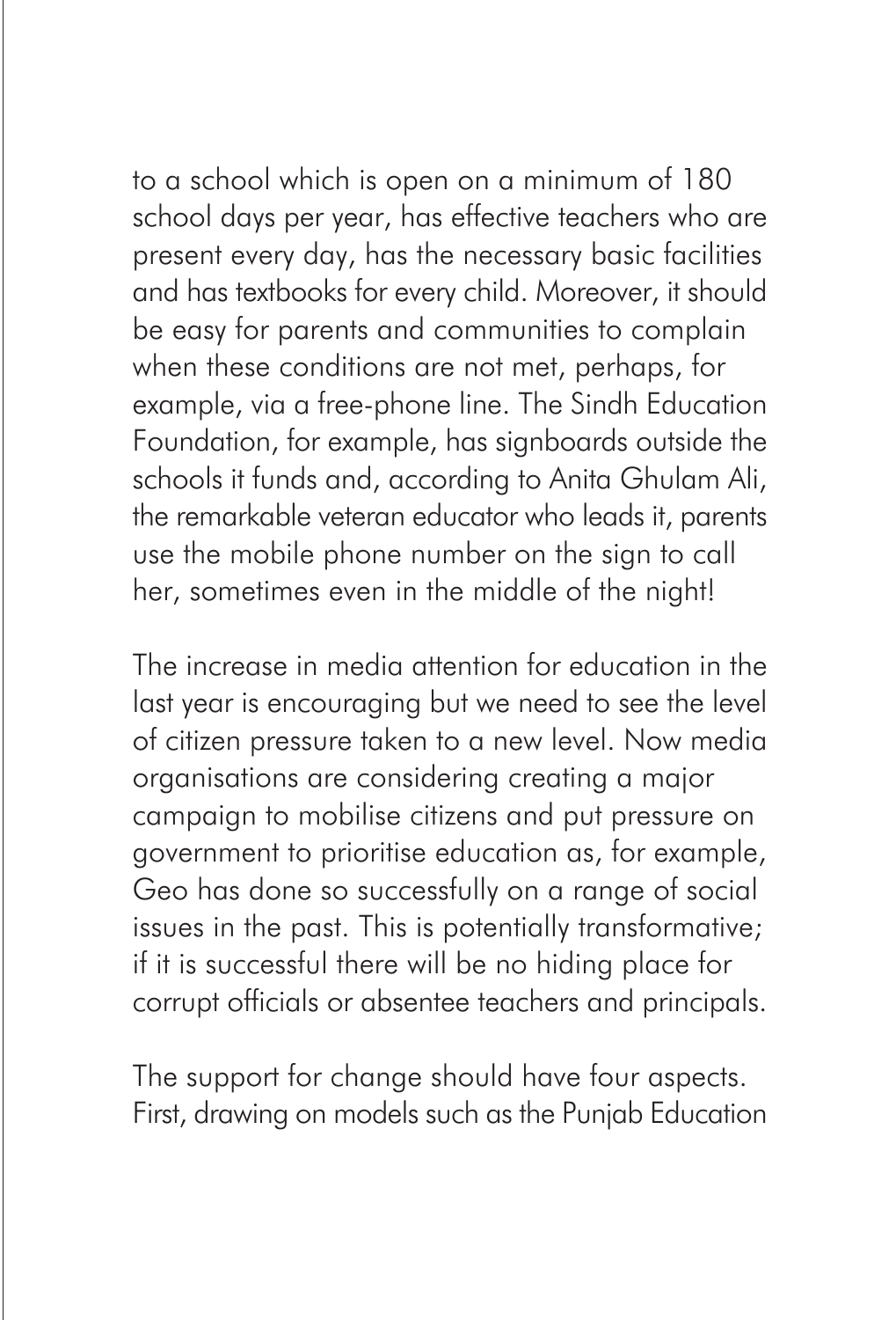to a school which is open on a minimum of 180 school days per year, has effective teachers who are present every day, has the necessary basic facilities and has textbooks for every child. Moreover, it should be easy for parents and communities to complain when these conditions are not met, perhaps, for example, via a free-phone line. The Sindh Education Foundation, for example, has signboards outside the schools it funds and, according to Anita Ghulam Ali, the remarkable veteran educator who leads it, parents use the mobile phone number on the sign to call her, sometimes even in the middle of the night!

The increase in media attention for education in the last year is encouraging but we need to see the level of citizen pressure taken to a new level. Now media organisations are considering creating a major campaign to mobilise citizens and put pressure on government to prioritise education as, for example, Geo has done so successfully on a range of social issues in the past. This is potentially transformative; if it is successful there will be no hiding place for corrupt officials or absentee teachers and principals.

The support for change should have four aspects. First, drawing on models such as the Punjab Education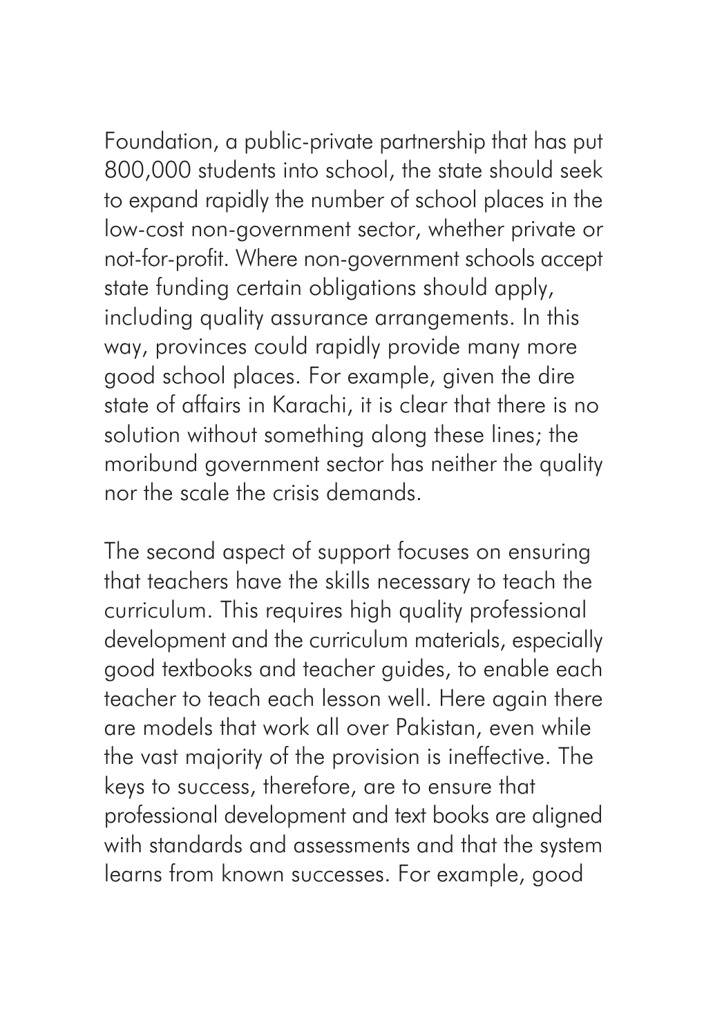Foundation, a public-private partnership that has put 800,000 students into school, the state should seek to expand rapidly the number of school places in the low-cost non-government sector, whether private or not-for-profit. Where non-government schools accept state funding certain obligations should apply, including quality assurance arrangements. In this way, provinces could rapidly provide many more good school places. For example, given the dire state of affairs in Karachi, it is clear that there is no solution without something along these lines; the moribund government sector has neither the quality nor the scale the crisis demands.

The second aspect of support focuses on ensuring that teachers have the skills necessary to teach the curriculum. This requires high quality professional development and the curriculum materials, especially good textbooks and teacher guides, to enable each teacher to teach each lesson well. Here again there are models that work all over Pakistan, even while the vast majority of the provision is ineffective. The keys to success, therefore, are to ensure that professional development and text books are aligned with standards and assessments and that the system learns from known successes. For example, good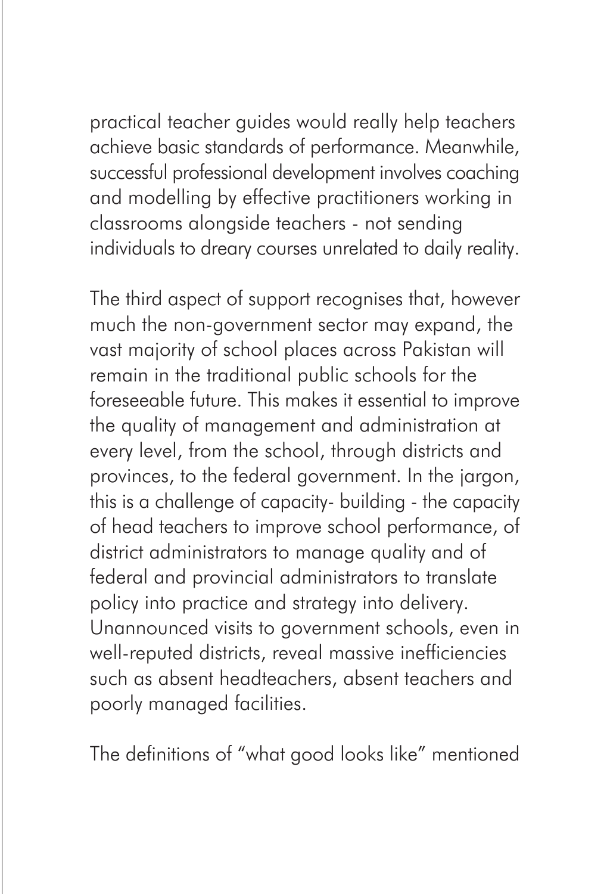practical teacher guides would really help teachers achieve basic standards of performance. Meanwhile, successful professional development involves coaching and modelling by effective practitioners working in classrooms alongside teachers - not sending individuals to dreary courses unrelated to daily reality.

The third aspect of support recognises that, however much the non-government sector may expand, the vast majority of school places across Pakistan will remain in the traditional public schools for the foreseeable future. This makes it essential to improve the quality of management and administration at every level, from the school, through districts and provinces, to the federal government. In the jargon, this is a challenge of capacity- building - the capacity of head teachers to improve school performance, of district administrators to manage quality and of federal and provincial administrators to translate policy into practice and strategy into delivery. Unannounced visits to government schools, even in well-reputed districts, reveal massive inefficiencies such as absent headteachers, absent teachers and poorly managed facilities.

The definitions of "what good looks like" mentioned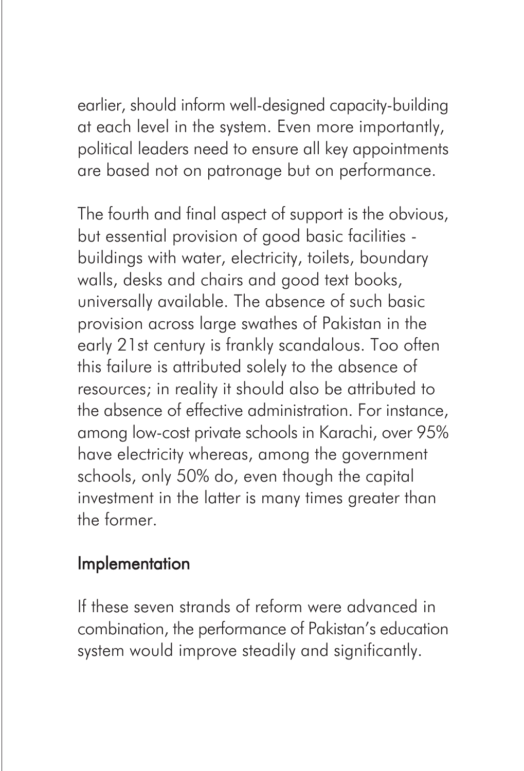earlier, should inform well-designed capacity-building at each level in the system. Even more importantly, political leaders need to ensure all key appointments are based not on patronage but on performance.

The fourth and final aspect of support is the obvious, but essential provision of good basic facilities - buildings with water, electricity, toilets, boundary walls, desks and chairs and good text books, universally available. The absence of such basic provision across large swathes of Pakistan in the early 21st century is frankly scandalous. Too often this failure is attributed solely to the absence of resources; in reality it should also be attributed to the absence of effective administration. For instance, among low-cost private schools in Karachi, over 95% have electricity whereas, among the government schools, only 50% do, even though the capital investment in the latter is many times greater than the former.

## Implementation

If these seven strands of reform were advanced in combination, the performance of Pakistan's education system would improve steadily and significantly.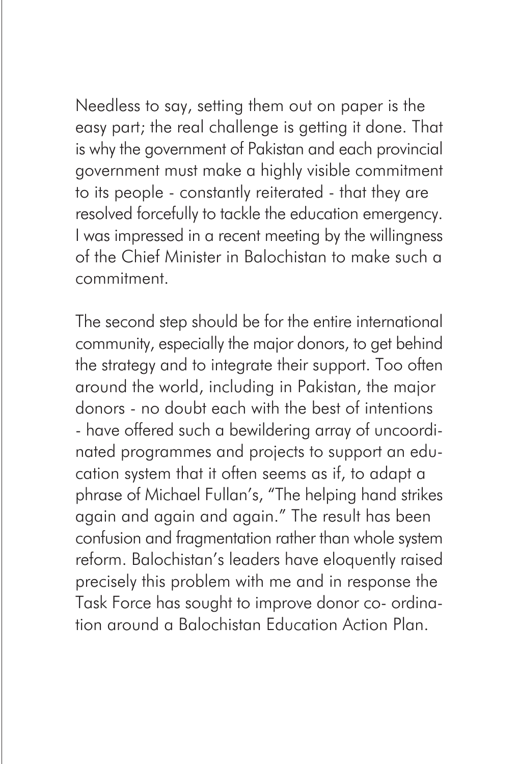Needless to say, setting them out on paper is the easy part; the real challenge is getting it done. That is why the government of Pakistan and each provincial government must make a highly visible commitment to its people - constantly reiterated - that they are resolved forcefully to tackle the education emergency. I was impressed in a recent meeting by the willingness of the Chief Minister in Balochistan to make such a commitment.

The second step should be for the entire international community, especially the major donors, to get behind the strategy and to integrate their support. Too often around the world, including in Pakistan, the major donors - no doubt each with the best of intentions - have offered such a bewildering array of uncoordinated programmes and projects to support an education system that it often seems as if, to adapt a phrase of Michael Fullan's, "The helping hand strikes again and again and again." The result has been confusion and fragmentation rather than whole system reform. Balochistan's leaders have eloquently raised precisely this problem with me and in response the Task Force has sought to improve donor co- ordination around a Balochistan Education Action Plan.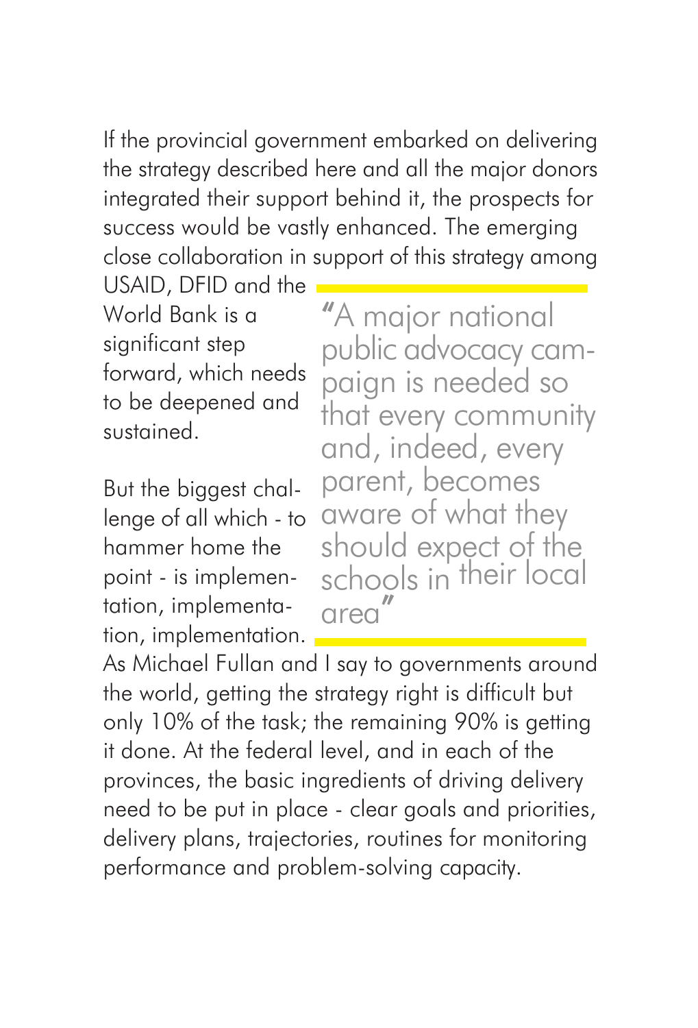If the provincial government embarked on delivering the strategy described here and all the major donors integrated their support behind it, the prospects for success would be vastly enhanced. The emerging close collaboration in support of this strategy among USAID, DFID and the World Bank is a significant step forward, which needs to be deepened and sustained.

> "A major national public advocacy campaign is needed so that every community and, indeed, every parent, becomes aware of what they should expect of the schools in their local area"

But the biggest challenge of all which - to hammer home the point - is implementation, implementation, implementation. As Michael Fullan and I say to governments around the world, getting the strategy right is difficult but only 10% of the task; the remaining 90% is getting it done. At the federal level, and in each of the provinces, the basic ingredients of driving delivery need to be put in place - clear goals and priorities, delivery plans, trajectories, routines for monitoring performance and problem-solving capacity.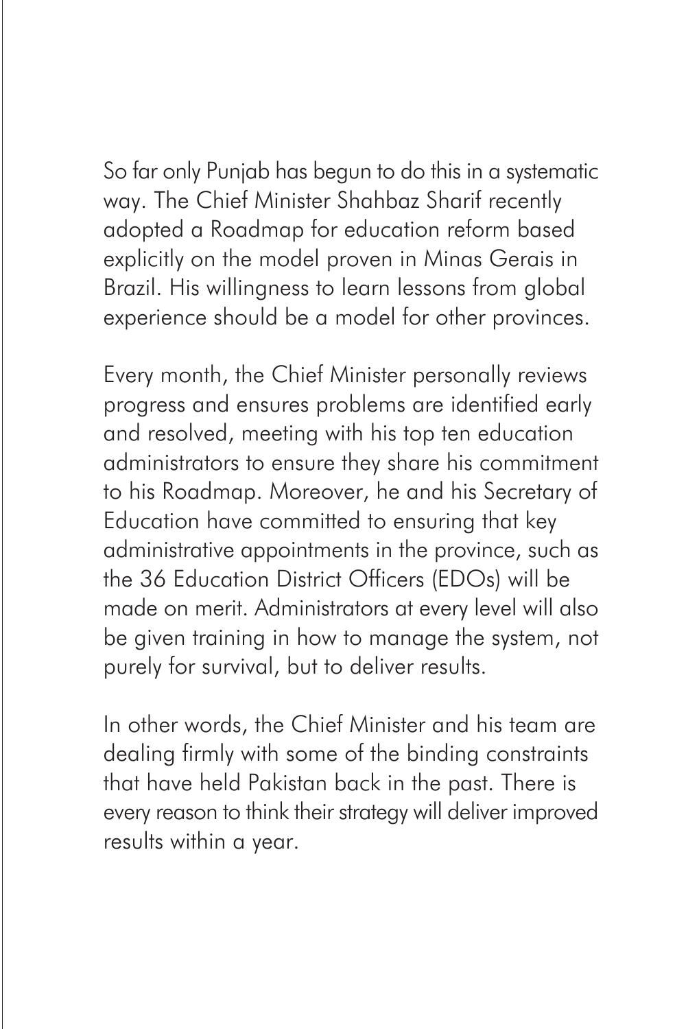So far only Punjab has begun to do this in a systematic way. The Chief Minister Shahbaz Sharif recently adopted a Roadmap for education reform based explicitly on the model proven in Minas Gerais in Brazil. His willingness to learn lessons from global experience should be a model for other provinces.

Every month, the Chief Minister personally reviews progress and ensures problems are identified early and resolved, meeting with his top ten education administrators to ensure they share his commitment to his Roadmap. Moreover, he and his Secretary of Education have committed to ensuring that key administrative appointments in the province, such as the 36 Education District Officers (EDOs) will be made on merit. Administrators at every level will also be given training in how to manage the system, not purely for survival, but to deliver results.

In other words, the Chief Minister and his team are dealing firmly with some of the binding constraints that have held Pakistan back in the past. There is every reason to think their strategy will deliver improved results within a year.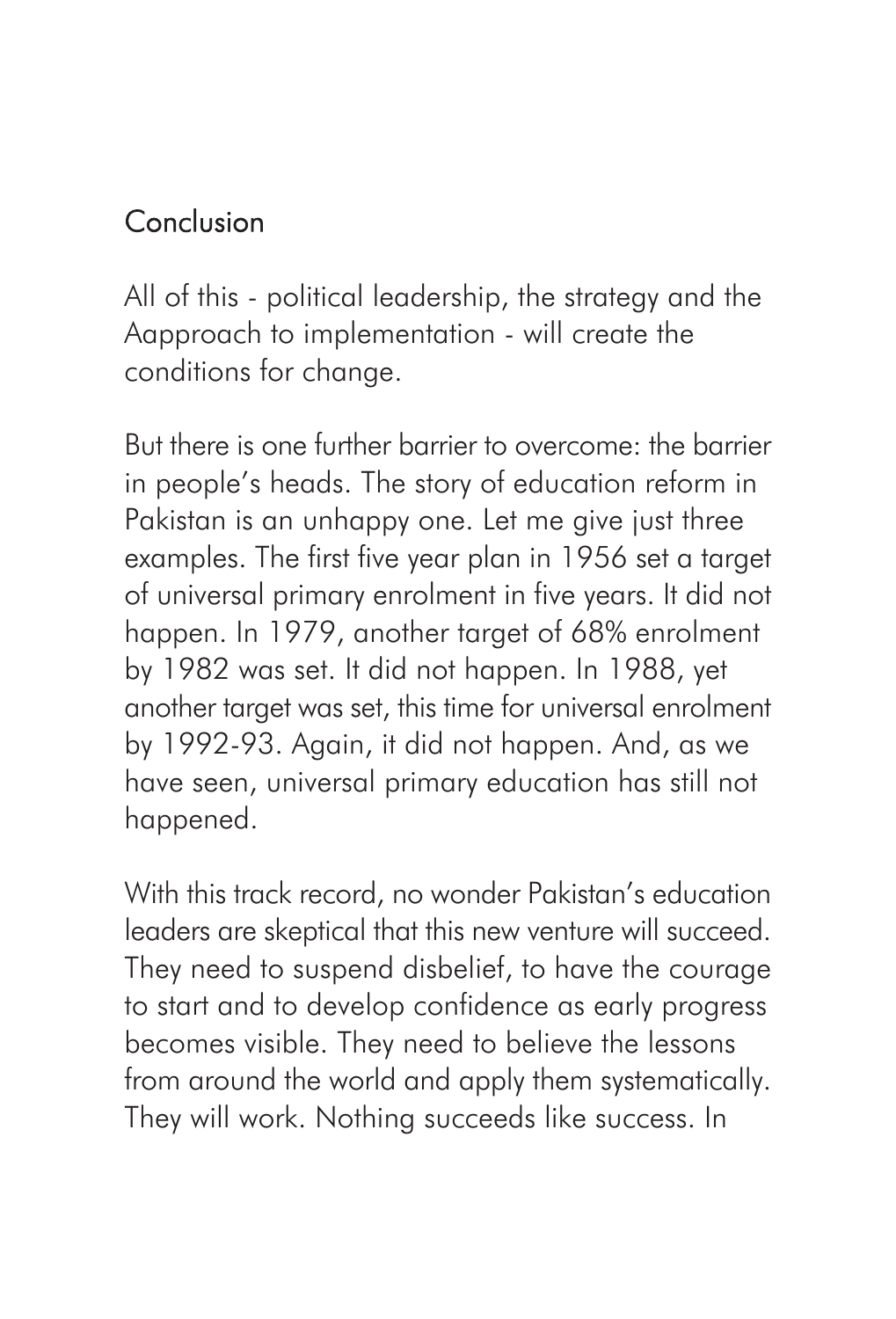## Conclusion

All of this - political leadership, the strategy and the Aapproach to implementation - will create the conditions for change.

But there is one further barrier to overcome: the barrier in people's heads. The story of education reform in Pakistan is an unhappy one. Let me give just three examples. The first five year plan in 1956 set a target of universal primary enrolment in five years. It did not happen. In 1979, another target of 68% enrolment by 1982 was set. It did not happen. In 1988, yet another target was set, this time for universal enrolment by 1992-93. Again, it did not happen. And, as we have seen, universal primary education has still not happened.

With this track record, no wonder Pakistan's education leaders are skeptical that this new venture will succeed. They need to suspend disbelief, to have the courage to start and to develop confidence as early progress becomes visible. They need to believe the lessons from around the world and apply them systematically. They will work. Nothing succeeds like success. In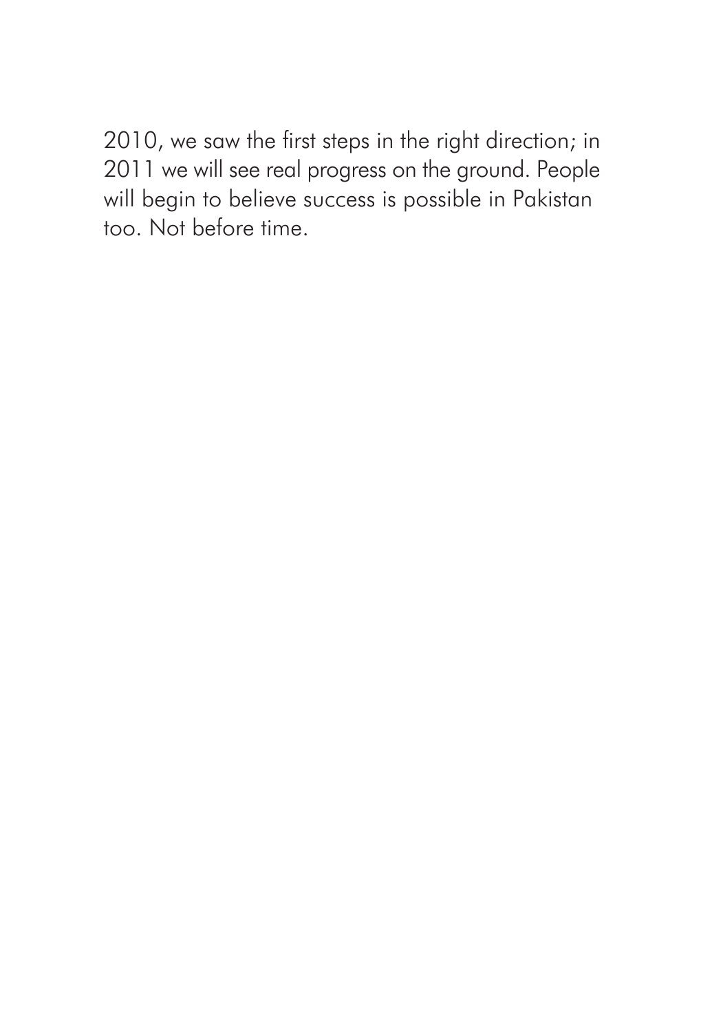2010, we saw the first steps in the right direction; in 2011 we will see real progress on the ground. People will begin to believe success is possible in Pakistan too. Not before time.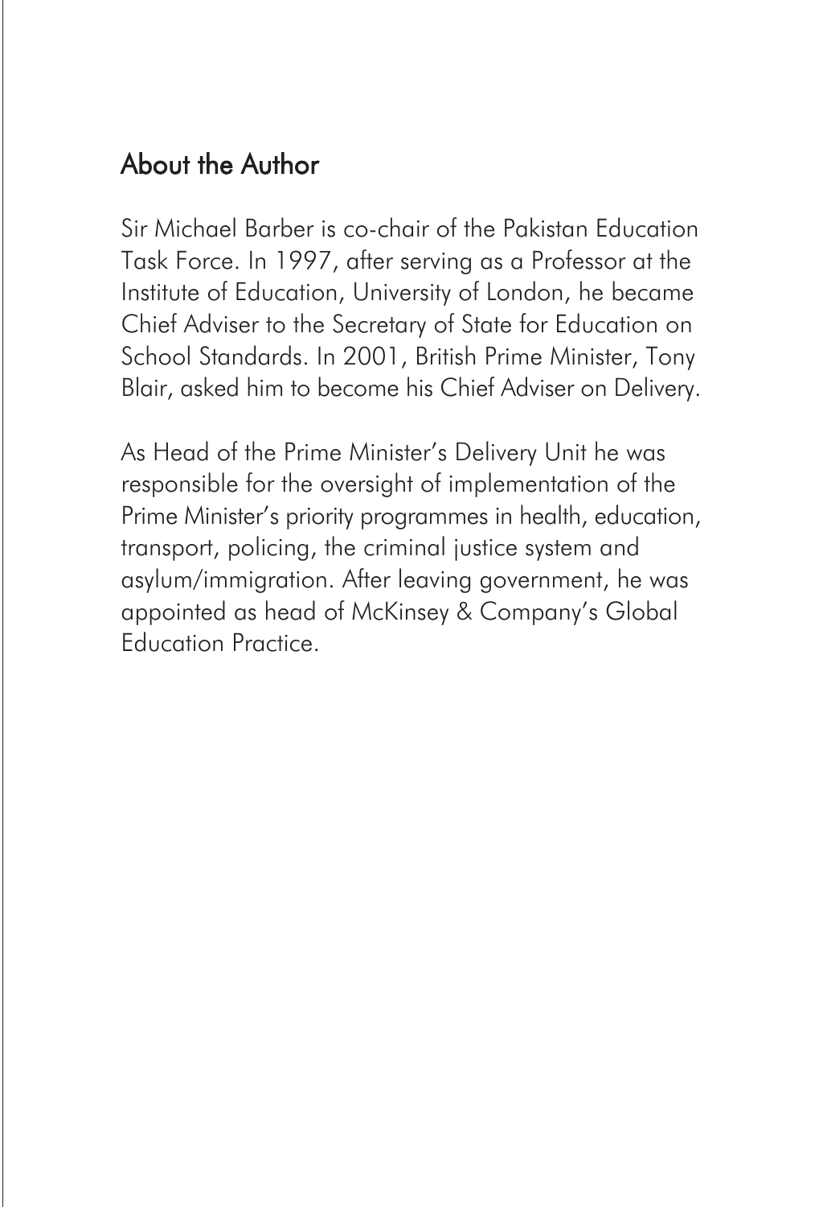## About the Author

Sir Michael Barber is co-chair of the Pakistan Education Task Force. In 1997, after serving as a Professor at the Institute of Education, University of London, he became Chief Adviser to the Secretary of State for Education on School Standards. In 2001, British Prime Minister, Tony Blair, asked him to become his Chief Adviser on Delivery.

As Head of the Prime Minister's Delivery Unit he was responsible for the oversight of implementation of the Prime Minister's priority programmes in health, education, transport, policing, the criminal justice system and asylum/immigration. After leaving government, he was appointed as head of McKinsey & Company's Global Education Practice.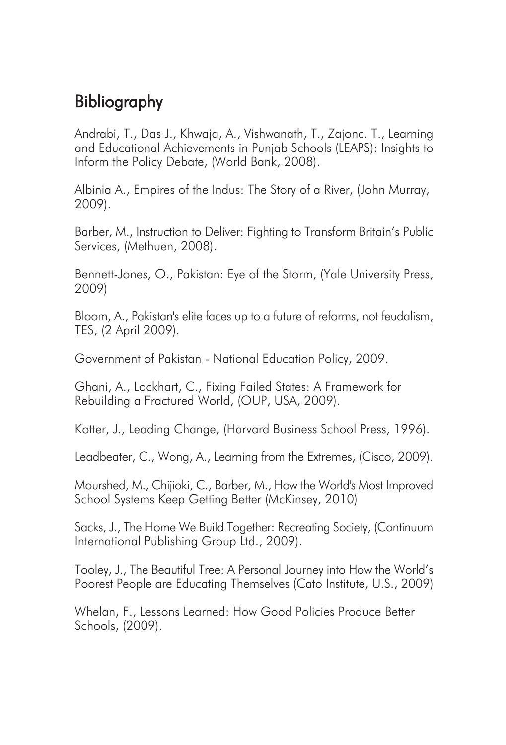## Bibliography

Andrabi, T., Das J., Khwaja, A., Vishwanath, T., Zajonc. T., Learning and Educational Achievements in Punjab Schools (LEAPS): Insights to Inform the Policy Debate, (World Bank, 2008).

Albinia A., Empires of the Indus: The Story of a River, (John Murray, 2009).

Barber, M., Instruction to Deliver: Fighting to Transform Britain's Public Services, (Methuen, 2008).

Bennett-Jones, O., Pakistan: Eye of the Storm, (Yale University Press, 2009)

Bloom, A., Pakistan's elite faces up to a future of reforms, not feudalism, TES, (2 April 2009).

Government of Pakistan - National Education Policy, 2009.

Ghani, A., Lockhart, C., Fixing Failed States: A Framework for Rebuilding a Fractured World, (OUP, USA, 2009).

Kotter, J., Leading Change, (Harvard Business School Press, 1996).

Leadbeater, C., Wong, A., Learning from the Extremes, (Cisco, 2009).

Mourshed, M., Chijioki, C., Barber, M., How the World's Most Improved School Systems Keep Getting Better (McKinsey, 2010)

Sacks, J., The Home We Build Together: Recreating Society, (Continuum International Publishing Group Ltd., 2009).

Tooley, J., The Beautiful Tree: A Personal Journey into How the World's Poorest People are Educating Themselves (Cato Institute, U.S., 2009)

Whelan, F., Lessons Learned: How Good Policies Produce Better Schools, (2009).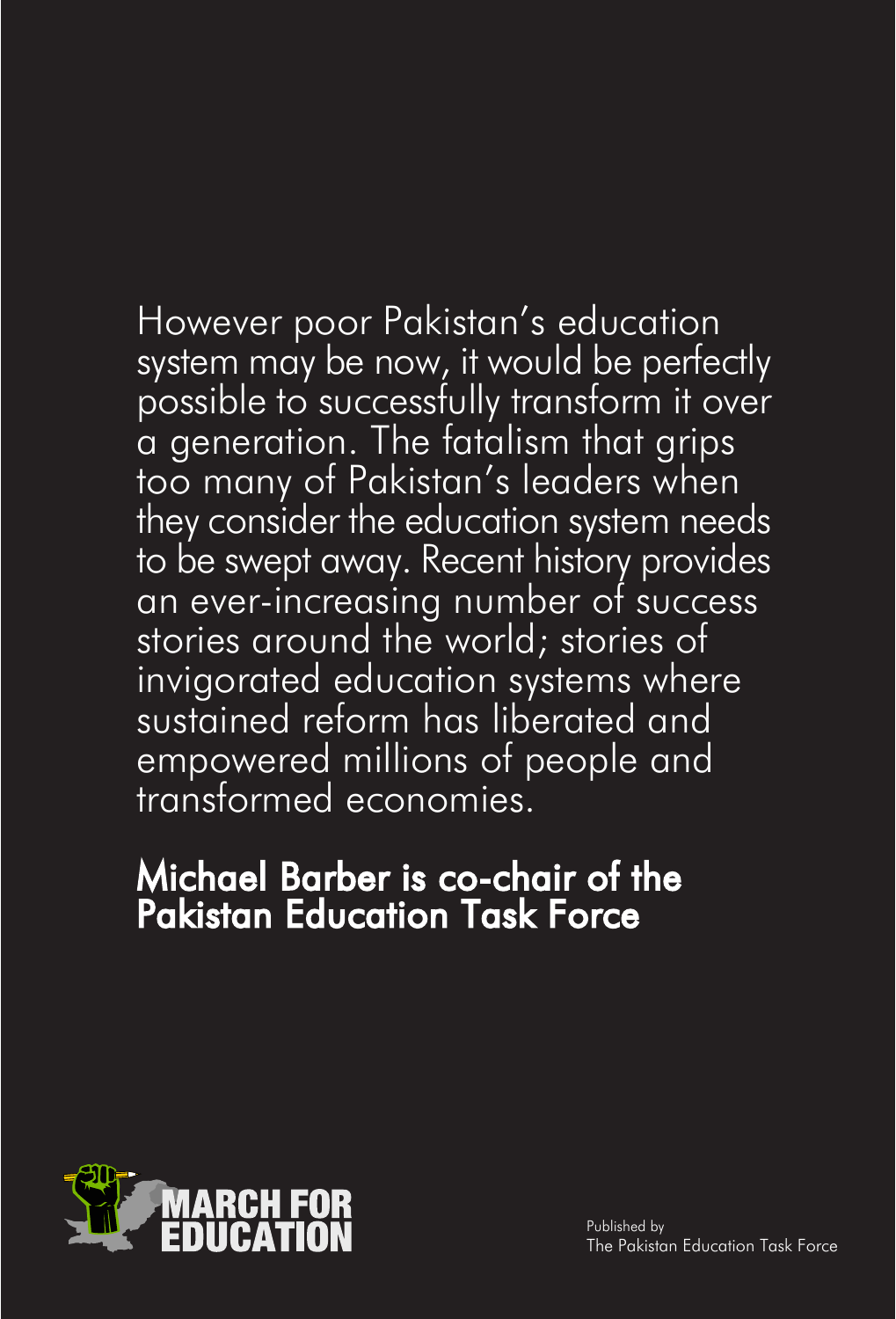However poor Pakistan's education system may be now, it would be perfectly possible to successfully transform it over a generation. The fatalism that grips too many of Pakistan's leaders when they consider the education system needs to be swept away. Recent history provides an ever-increasing number of success stories around the world; stories of invigorated education systems where sustained reform has liberated and empowered millions of people and transformed economies.

**Michael Barber is co-chair of the Pakistan Education Task Force**

MARCH FOR EDUCATION

Published by
The Pakistan Education Task Force